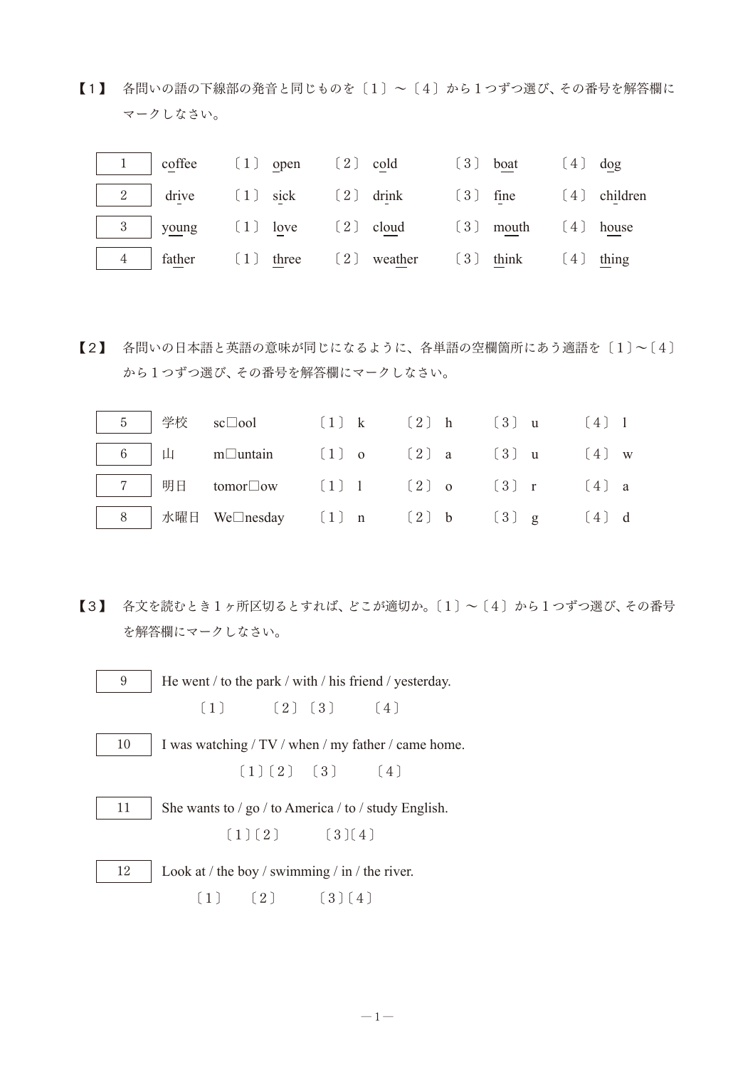【１】 各問いの語の下線部の発音と同じものを〔１〕～〔４〕から１つずつ選び、その番号を解答欄にマークしなさい。

| 1 | coffee | 〔１〕 open | 〔２〕 cold | 〔３〕 boat | 〔４〕 dog |
|---|---|---|---|---|---|
| 2 | drive | 〔１〕 sick | 〔２〕 drink | 〔３〕 fine | 〔４〕 children |
| 3 | young | 〔１〕 love | 〔２〕 cloud | 〔３〕 mouth | 〔４〕 house |
| 4 | father | 〔１〕 three | 〔２〕 weather | 〔３〕 think | 〔４〕 thing |

【２】 各問いの日本語と英語の意味が同じになるように、各単語の空欄箇所にあう適語を〔１〕～〔４〕から１つずつ選び、その番号を解答欄にマークしなさい。

| 5 | 学校 | sc□ool | 〔１〕 k | 〔２〕 h | 〔３〕 u | 〔４〕 l |
|---|---|---|---|---|---|---|
| 6 | 山 | m□untain | 〔１〕 o | 〔２〕 a | 〔３〕 u | 〔４〕 w |
| 7 | 明日 | tomor□ow | 〔１〕 l | 〔２〕 o | 〔３〕 r | 〔４〕 a |
| 8 | 水曜日 | We□nesday | 〔１〕 n | 〔２〕 b | 〔３〕 g | 〔４〕 d |

【３】 各文を読むとき１ヶ所区切るとすれば、どこが適切か。〔１〕～〔４〕から１つずつ選び、その番号を解答欄にマークしなさい。

9　He went 〔１〕 to the park 〔２〕 with 〔３〕 his friend 〔４〕 yesterday.

10　I was watching 〔１〕 TV 〔２〕 when 〔３〕 my father 〔４〕 came home.

11　She wants to 〔１〕 go 〔２〕 to America 〔３〕 to 〔４〕 study English.

12　Look at 〔１〕 the boy 〔２〕 swimming 〔３〕 in 〔４〕 the river.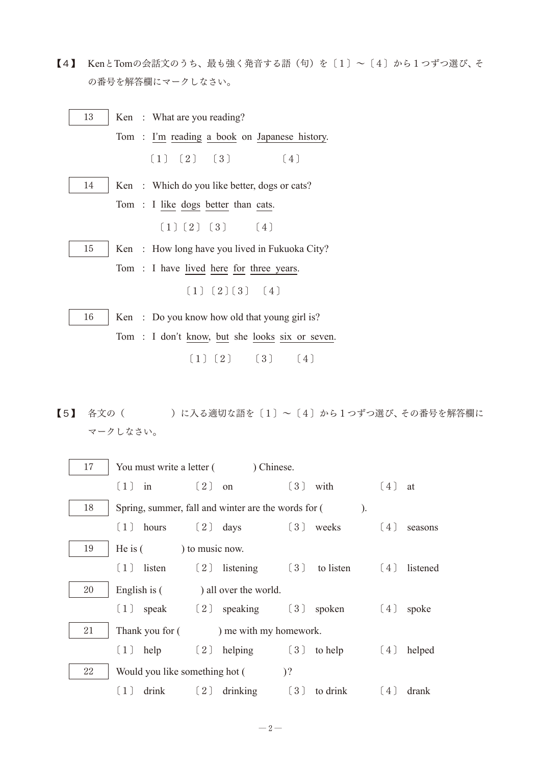【4】 KenとTomの会話文のうち、最も強く発音する語（句）を〔1〕～〔4〕から1つずつ選び、その番号を解答欄にマークしなさい。

**13**

Ken ： What are you reading?

Tom ： I'm reading a book on Japanese history.

〔1〕 I'm　〔2〕 reading　〔3〕 a book　〔4〕 Japanese history

**14**

Ken ： Which do you like better, dogs or cats?

Tom ： I like dogs better than cats.

〔1〕 like　〔2〕 dogs　〔3〕 better　〔4〕 cats

**15**

Ken ： How long have you lived in Fukuoka City?

Tom ： I have lived here for three years.

〔1〕 lived　〔2〕 here　〔3〕 for　〔4〕 three years

**16**

Ken ： Do you know how old that young girl is?

Tom ： I don't know, but she looks six or seven.

〔1〕 know　〔2〕 but　〔3〕 looks　〔4〕 six or seven

【5】 各文の（　　　　）に入る適切な語を〔1〕～〔4〕から1つずつ選び、その番号を解答欄にマークしなさい。

**17** You must write a letter (　　　　) Chinese.

〔1〕 in　〔2〕 on　〔3〕 with　〔4〕 at

**18** Spring, summer, fall and winter are the words for (　　　　).

〔1〕 hours　〔2〕 days　〔3〕 weeks　〔4〕 seasons

**19** He is (　　　　) to music now.

〔1〕 listen　〔2〕 listening　〔3〕 to listen　〔4〕 listened

**20** English is (　　　　) all over the world.

〔1〕 speak　〔2〕 speaking　〔3〕 spoken　〔4〕 spoke

**21** Thank you for (　　　　) me with my homework.

〔1〕 help　〔2〕 helping　〔3〕 to help　〔4〕 helped

**22** Would you like something hot (　　　　)?

〔1〕 drink　〔2〕 drinking　〔3〕 to drink　〔4〕 drank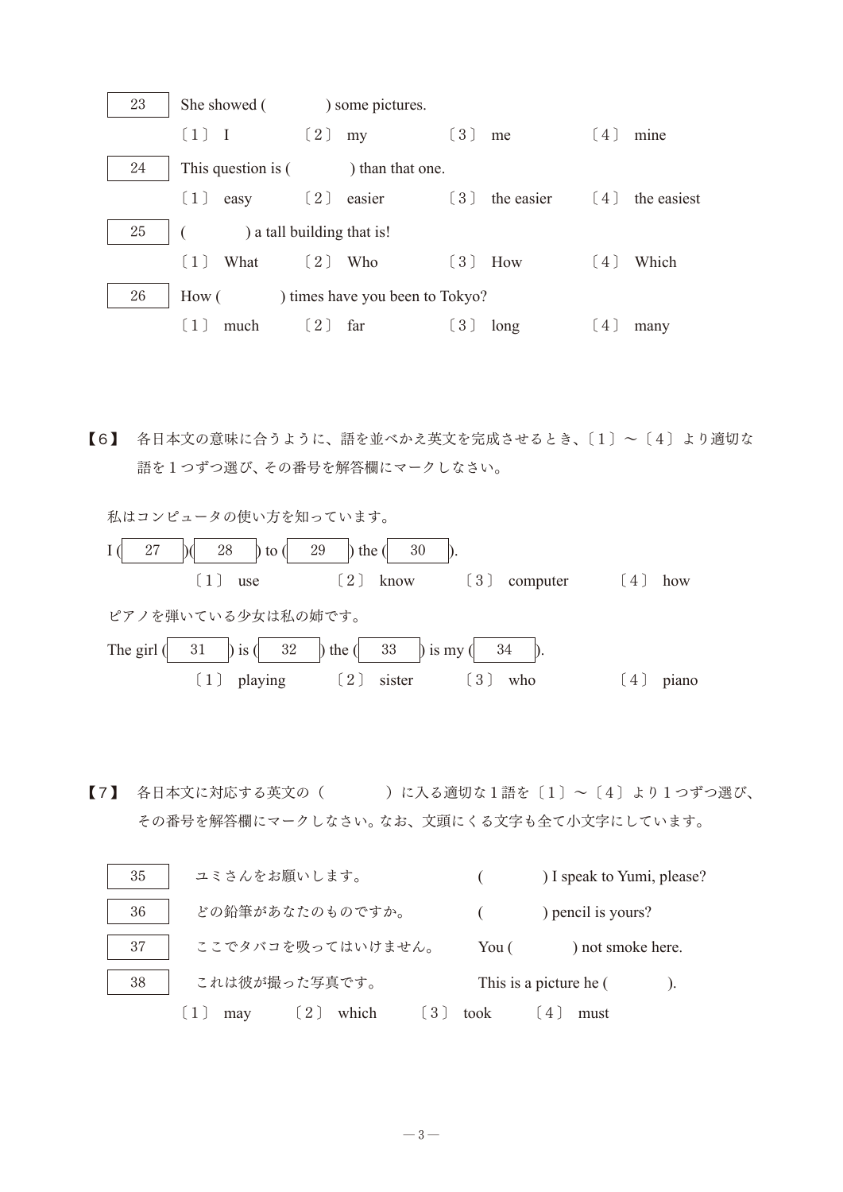| 23 | She showed (　　　) some pictures. |
|---|---|

〔1〕 I　　〔2〕 my　　〔3〕 me　　〔4〕 mine

| 24 | This question is (　　　) than that one. |
|---|---|

〔1〕 easy　　〔2〕 easier　　〔3〕 the easier　　〔4〕 the easiest

| 25 | (　　　) a tall building that is! |
|---|---|

〔1〕 What　　〔2〕 Who　　〔3〕 How　　〔4〕 Which

| 26 | How (　　　) times have you been to Tokyo? |
|---|---|

〔1〕 much　　〔2〕 far　　〔3〕 long　　〔4〕 many

【6】 各日本文の意味に合うように、語を並べかえ英文を完成させるとき、〔1〕～〔4〕より適切な語を1つずつ選び、その番号を解答欄にマークしなさい。

私はコンピュータの使い方を知っています。

I ( 27 )( 28 ) to ( 29 ) the ( 30 ).

〔1〕 use　　〔2〕 know　　〔3〕 computer　　〔4〕 how

ピアノを弾いている少女は私の姉です。

The girl ( 31 ) is ( 32 ) the ( 33 ) is my ( 34 ).

〔1〕 playing　　〔2〕 sister　　〔3〕 who　　〔4〕 piano

【7】 各日本文に対応する英文の（　　　）に入る適切な1語を〔1〕～〔4〕より1つずつ選び、その番号を解答欄にマークしなさい。なお、文頭にくる文字も全て小文字にしています。

| 35 | ユミさんをお願いします。 | (　　　) I speak to Yumi, please? |
|---|---|---|
| 36 | どの鉛筆があなたのものですか。 | (　　　) pencil is yours? |
| 37 | ここでタバコを吸ってはいけません。 | You (　　　) not smoke here. |
| 38 | これは彼が撮った写真です。 | This is a picture he (　　　). |

〔1〕 may　　〔2〕 which　　〔3〕 took　　〔4〕 must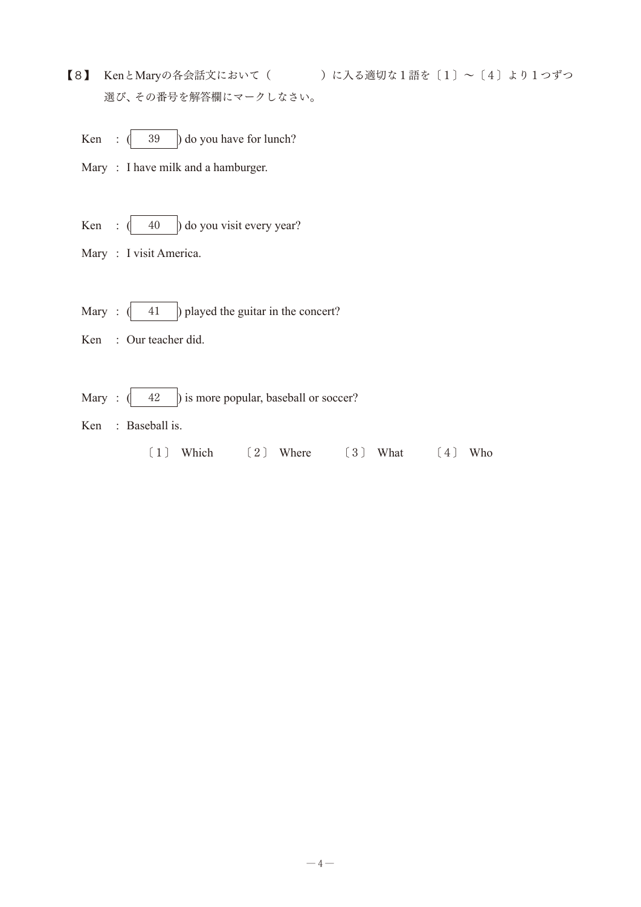【8】 KenとMaryの各会話文において（　　　　）に入る適切な1語を〔1〕～〔4〕より1つずつ選び、その番号を解答欄にマークしなさい。

Ken　: ( 39 ) do you have for lunch?

Mary : I have milk and a hamburger.

Ken　: ( 40 ) do you visit every year?

Mary : I visit America.

Mary : ( 41 ) played the guitar in the concert?

Ken　: Our teacher did.

Mary : ( 42 ) is more popular, baseball or soccer?

Ken　: Baseball is.

〔1〕 Which　　〔2〕 Where　　〔3〕 What　　〔4〕 Who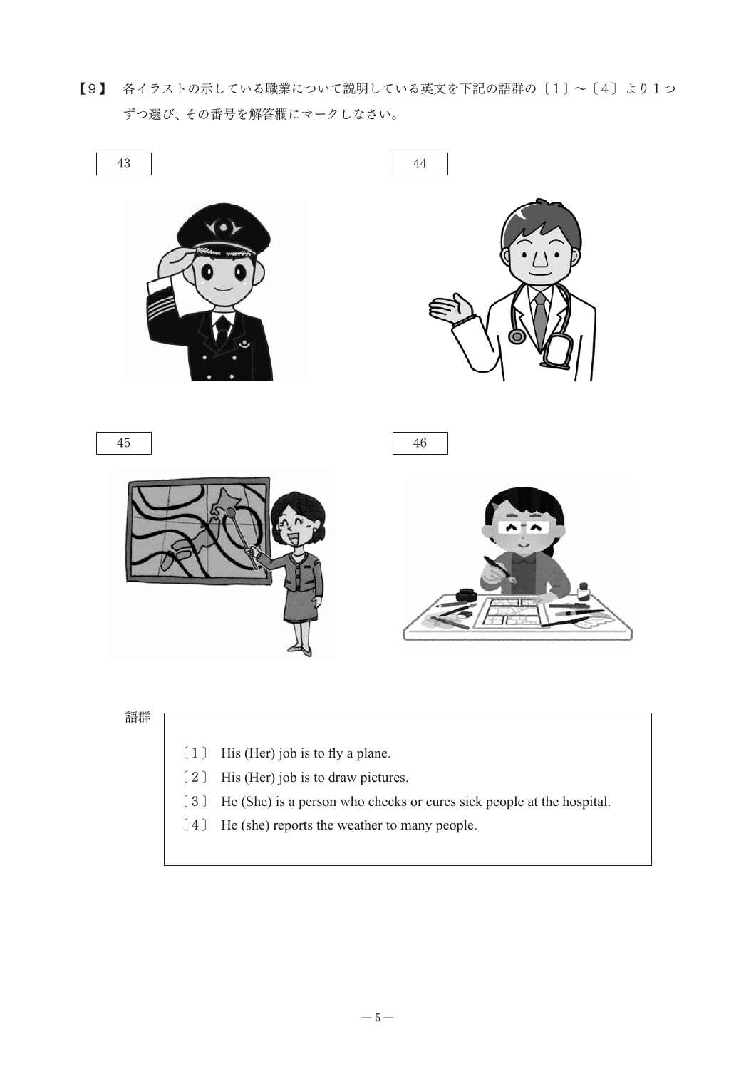【9】 各イラストの示している職業について説明している英文を下記の語群の〔1〕～〔4〕より1つずつ選び、その番号を解答欄にマークしなさい。

43

44

45

46

語群

〔1〕 His (Her) job is to fly a plane.

〔2〕 His (Her) job is to draw pictures.

〔3〕 He (She) is a person who checks or cures sick people at the hospital.

〔4〕 He (she) reports the weather to many people.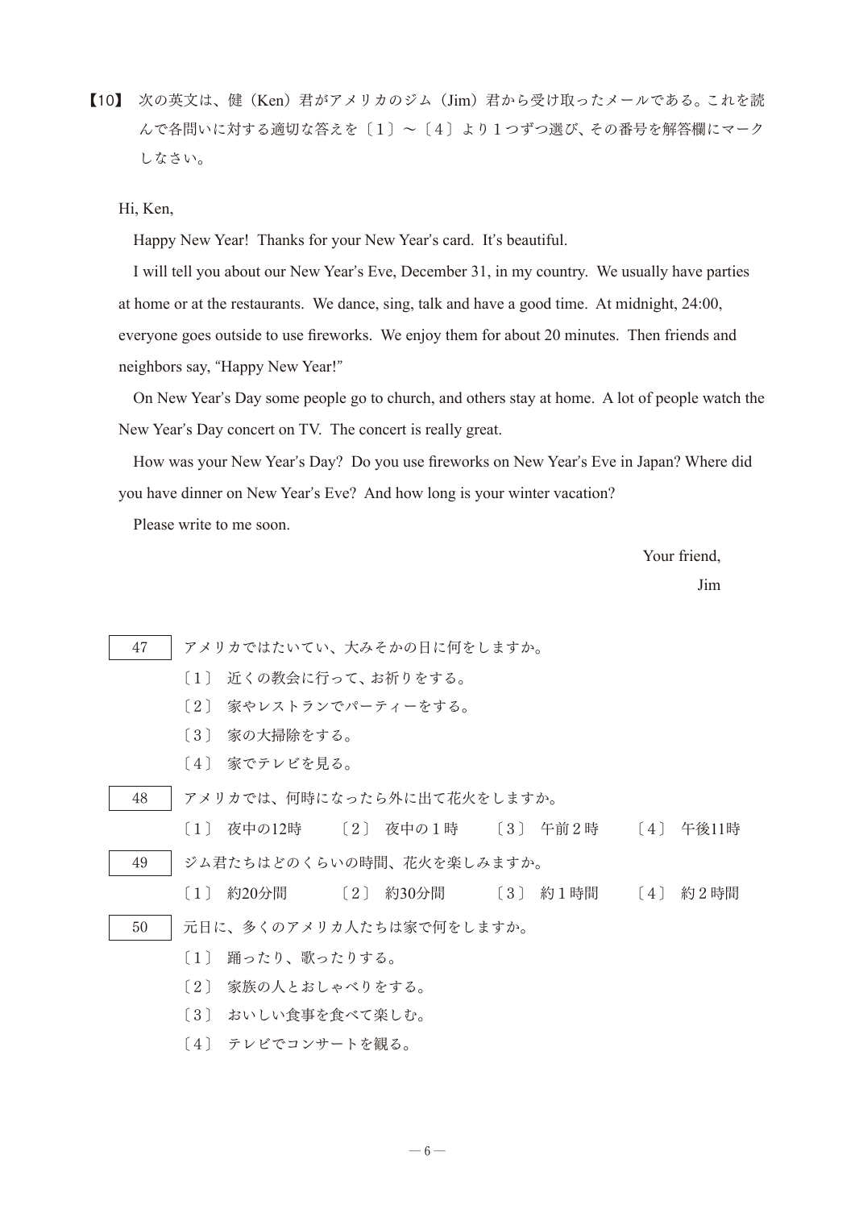【10】 次の英文は、健（Ken）君がアメリカのジム（Jim）君から受け取ったメールである。これを読んで各問いに対する適切な答えを〔1〕～〔4〕より1つずつ選び、その番号を解答欄にマークしなさい。

Hi, Ken,

Happy New Year! Thanks for your New Year's card. It's beautiful.

I will tell you about our New Year's Eve, December 31, in my country. We usually have parties at home or at the restaurants. We dance, sing, talk and have a good time. At midnight, 24:00, everyone goes outside to use fireworks. We enjoy them for about 20 minutes. Then friends and neighbors say, "Happy New Year!"

On New Year's Day some people go to church, and others stay at home. A lot of people watch the New Year's Day concert on TV. The concert is really great.

How was your New Year's Day? Do you use fireworks on New Year's Eve in Japan? Where did you have dinner on New Year's Eve? And how long is your winter vacation?

Please write to me soon.

Your friend,

Jim

**47** アメリカではたいてい、大みそかの日に何をしますか。

〔1〕 近くの教会に行って、お祈りをする。
〔2〕 家やレストランでパーティーをする。
〔3〕 家の大掃除をする。
〔4〕 家でテレビを見る。

**48** アメリカでは、何時になったら外に出て花火をしますか。

〔1〕 夜中の12時　〔2〕 夜中の1時　〔3〕 午前2時　〔4〕 午後11時

**49** ジム君たちはどのくらいの時間、花火を楽しみますか。

〔1〕 約20分間　〔2〕 約30分間　〔3〕 約1時間　〔4〕 約2時間

**50** 元日に、多くのアメリカ人たちは家で何をしますか。

〔1〕 踊ったり、歌ったりする。
〔2〕 家族の人とおしゃべりをする。
〔3〕 おいしい食事を食べて楽しむ。
〔4〕 テレビでコンサートを観る。